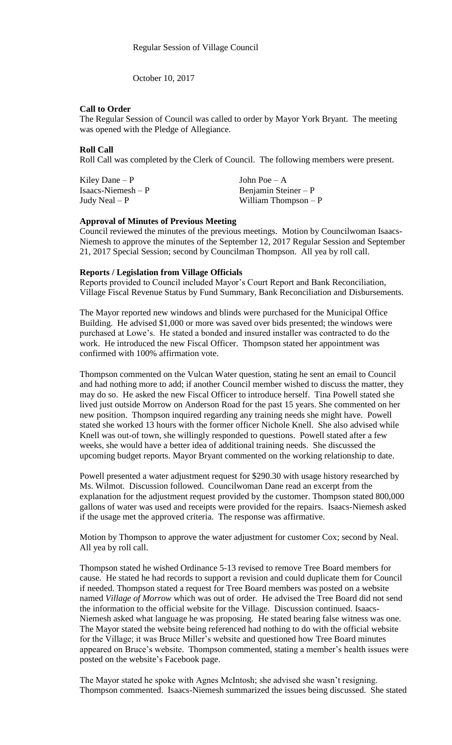Regular Session of Village Council

October 10, 2017

**Call to Order**

The Regular Session of Council was called to order by Mayor York Bryant. The meeting was opened with the Pledge of Allegiance.

**Roll Call**

Roll Call was completed by the Clerk of Council. The following members were present.

| | |
|---|---|
| Kiley Dane – P | John Poe – A |
| Isaacs-Niemesh – P | Benjamin Steiner – P |
| Judy Neal – P | William Thompson – P |

**Approval of Minutes of Previous Meeting**

Council reviewed the minutes of the previous meetings. Motion by Councilwoman Isaacs-Niemesh to approve the minutes of the September 12, 2017 Regular Session and September 21, 2017 Special Session; second by Councilman Thompson. All yea by roll call.

**Reports / Legislation from Village Officials**

Reports provided to Council included Mayor's Court Report and Bank Reconciliation, Village Fiscal Revenue Status by Fund Summary, Bank Reconciliation and Disbursements.

The Mayor reported new windows and blinds were purchased for the Municipal Office Building. He advised $1,000 or more was saved over bids presented; the windows were purchased at Lowe's. He stated a bonded and insured installer was contracted to do the work. He introduced the new Fiscal Officer. Thompson stated her appointment was confirmed with 100% affirmation vote.

Thompson commented on the Vulcan Water question, stating he sent an email to Council and had nothing more to add; if another Council member wished to discuss the matter, they may do so. He asked the new Fiscal Officer to introduce herself. Tina Powell stated she lived just outside Morrow on Anderson Road for the past 15 years. She commented on her new position. Thompson inquired regarding any training needs she might have. Powell stated she worked 13 hours with the former officer Nichole Knell. She also advised while Knell was out-of town, she willingly responded to questions. Powell stated after a few weeks, she would have a better idea of additional training needs. She discussed the upcoming budget reports. Mayor Bryant commented on the working relationship to date.

Powell presented a water adjustment request for $290.30 with usage history researched by Ms. Wilmot. Discussion followed. Councilwoman Dane read an excerpt from the explanation for the adjustment request provided by the customer. Thompson stated 800,000 gallons of water was used and receipts were provided for the repairs. Isaacs-Niemesh asked if the usage met the approved criteria. The response was affirmative.

Motion by Thompson to approve the water adjustment for customer Cox; second by Neal. All yea by roll call.

Thompson stated he wished Ordinance 5-13 revised to remove Tree Board members for cause. He stated he had records to support a revision and could duplicate them for Council if needed. Thompson stated a request for Tree Board members was posted on a website named *Village of Morrow* which was out of order. He advised the Tree Board did not send the information to the official website for the Village. Discussion continued. Isaacs-Niemesh asked what language he was proposing. He stated bearing false witness was one. The Mayor stated the website being referenced had nothing to do with the official website for the Village; it was Bruce Miller's website and questioned how Tree Board minutes appeared on Bruce's website. Thompson commented, stating a member's health issues were posted on the website's Facebook page.

The Mayor stated he spoke with Agnes McIntosh; she advised she wasn't resigning. Thompson commented. Isaacs-Niemesh summarized the issues being discussed. She stated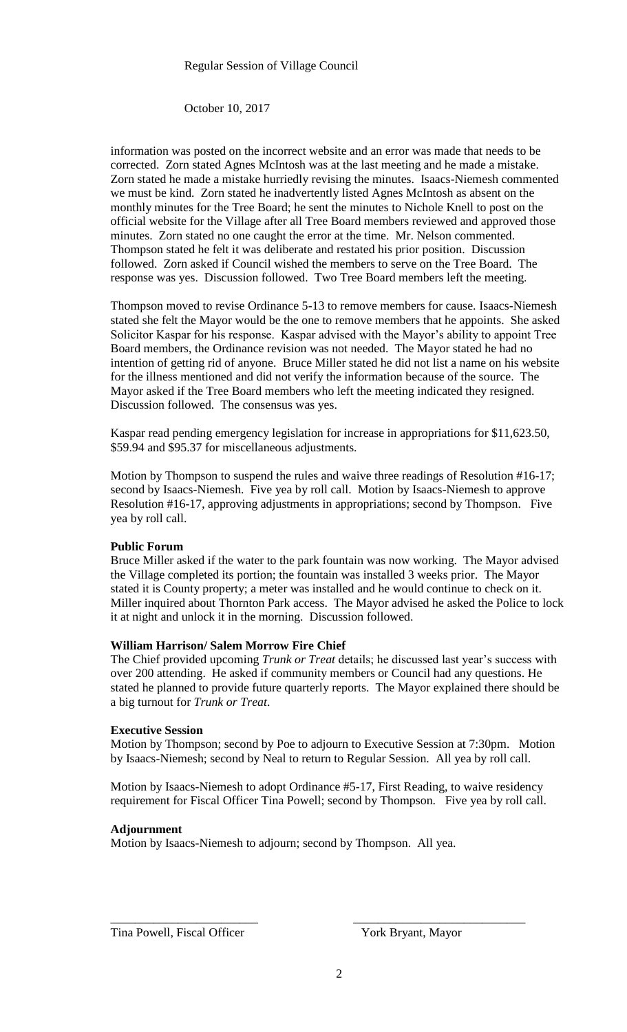information was posted on the incorrect website and an error was made that needs to be corrected. Zorn stated Agnes McIntosh was at the last meeting and he made a mistake. Zorn stated he made a mistake hurriedly revising the minutes. Isaacs-Niemesh commented we must be kind. Zorn stated he inadvertently listed Agnes McIntosh as absent on the monthly minutes for the Tree Board; he sent the minutes to Nichole Knell to post on the official website for the Village after all Tree Board members reviewed and approved those minutes. Zorn stated no one caught the error at the time. Mr. Nelson commented. Thompson stated he felt it was deliberate and restated his prior position. Discussion followed. Zorn asked if Council wished the members to serve on the Tree Board. The response was yes. Discussion followed. Two Tree Board members left the meeting.

Thompson moved to revise Ordinance 5-13 to remove members for cause. Isaacs-Niemesh stated she felt the Mayor would be the one to remove members that he appoints. She asked Solicitor Kaspar for his response. Kaspar advised with the Mayor's ability to appoint Tree Board members, the Ordinance revision was not needed. The Mayor stated he had no intention of getting rid of anyone. Bruce Miller stated he did not list a name on his website for the illness mentioned and did not verify the information because of the source. The Mayor asked if the Tree Board members who left the meeting indicated they resigned. Discussion followed. The consensus was yes.

Kaspar read pending emergency legislation for increase in appropriations for $11,623.50, $59.94 and $95.37 for miscellaneous adjustments.

Motion by Thompson to suspend the rules and waive three readings of Resolution #16-17; second by Isaacs-Niemesh. Five yea by roll call. Motion by Isaacs-Niemesh to approve Resolution #16-17, approving adjustments in appropriations; second by Thompson. Five yea by roll call.

**Public Forum**
Bruce Miller asked if the water to the park fountain was now working. The Mayor advised the Village completed its portion; the fountain was installed 3 weeks prior. The Mayor stated it is County property; a meter was installed and he would continue to check on it. Miller inquired about Thornton Park access. The Mayor advised he asked the Police to lock it at night and unlock it in the morning. Discussion followed.

**William Harrison/ Salem Morrow Fire Chief**
The Chief provided upcoming *Trunk or Treat* details; he discussed last year's success with over 200 attending. He asked if community members or Council had any questions. He stated he planned to provide future quarterly reports. The Mayor explained there should be a big turnout for *Trunk or Treat*.

**Executive Session**
Motion by Thompson; second by Poe to adjourn to Executive Session at 7:30pm. Motion by Isaacs-Niemesh; second by Neal to return to Regular Session. All yea by roll call.

Motion by Isaacs-Niemesh to adopt Ordinance #5-17, First Reading, to waive residency requirement for Fiscal Officer Tina Powell; second by Thompson. Five yea by roll call.

**Adjournment**
Motion by Isaacs-Niemesh to adjourn; second by Thompson. All yea.

\_\_\_\_\_\_\_\_\_\_\_\_\_\_\_\_\_\_\_\_\_\_\_\_ \_\_\_\_\_\_\_\_\_\_\_\_\_\_\_\_\_\_\_\_\_\_\_\_\_\_\_\_

Tina Powell, Fiscal Officer York Bryant, Mayor